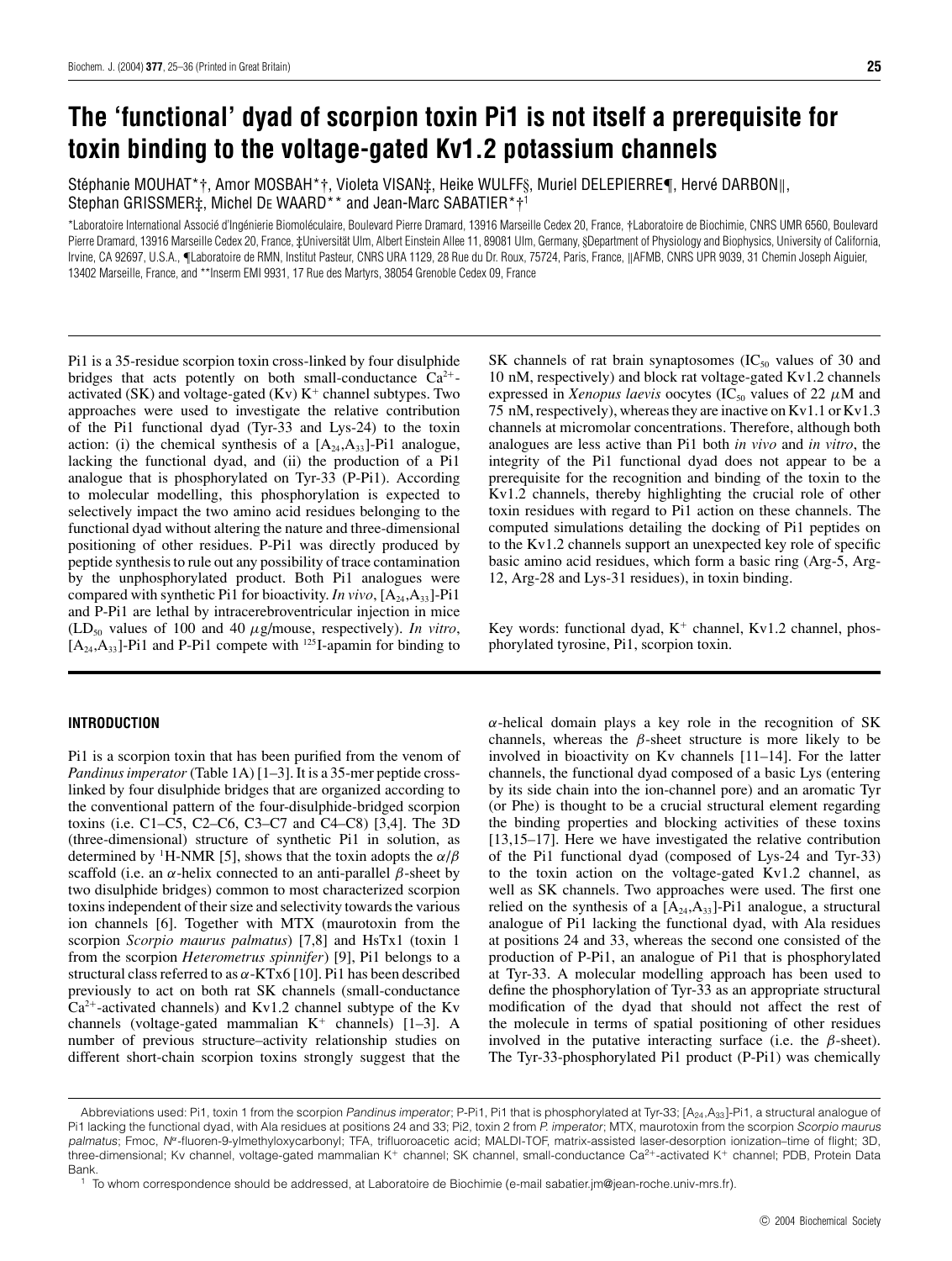# The 'functional' dyad of scorpion toxin Pi1 is not itself a prerequisite for toxin binding to the voltage-gated Kv1.2 potassium channels

Stéphanie MOUHAT*†, Amor MOSBAH*†, Violeta VISAN‡, Heike WULFF§, Muriel DELEPIERRE¶, Hervé DARBON‖, Stephan GRISSMER‡, Michel De WAARD** and Jean-Marc SABATIER*†[1]

*Laboratoire International Associé d'Ingénierie Biomoléculaire, Boulevard Pierre Dramard, 13916 Marseille Cedex 20, France, †Laboratoire de Biochimie, CNRS UMR 6560, Boulevard Pierre Dramard, 13916 Marseille Cedex 20, France, ‡Universität Ulm, Albert Einstein Allee 11, 89081 Ulm, Germany, §Department of Physiology and Biophysics, University of California, Irvine, CA 92697, U.S.A., ¶Laboratoire de RMN, Institut Pasteur, CNRS URA 1129, 28 Rue du Dr. Roux, 75724, Paris, France, ‖AFMB, CNRS UPR 9039, 31 Chemin Joseph Aiguier, 13402 Marseille, France, and **Inserm EMI 9931, 17 Rue des Martyrs, 38054 Grenoble Cedex 09, France

Pi1 is a 35-residue scorpion toxin cross-linked by four disulphide bridges that acts potently on both small-conductance $Ca^{2+}$-activated (SK) and voltage-gated (Kv) $K^+$ channel subtypes. Two approaches were used to investigate the relative contribution of the Pi1 functional dyad (Tyr-33 and Lys-24) to the toxin action: (i) the chemical synthesis of a $[A_{24},A_{33}]$-Pi1 analogue, lacking the functional dyad, and (ii) the production of a Pi1 analogue that is phosphorylated on Tyr-33 (P-Pi1). According to molecular modelling, this phosphorylation is expected to selectively impact the two amino acid residues belonging to the functional dyad without altering the nature and three-dimensional positioning of other residues. P-Pi1 was directly produced by peptide synthesis to rule out any possibility of trace contamination by the unphosphorylated product. Both Pi1 analogues were compared with synthetic Pi1 for bioactivity. *In vivo*, $[A_{24},A_{33}]$-Pi1 and P-Pi1 are lethal by intracerebroventricular injection in mice ($LD_{50}$ values of 100 and 40 $\mu$g/mouse, respectively). *In vitro*, $[A_{24},A_{33}]$-Pi1 and P-Pi1 compete with $^{125}$I-apamin for binding to SK channels of rat brain synaptosomes ($IC_{50}$ values of 30 and 10 nM, respectively) and block rat voltage-gated Kv1.2 channels expressed in *Xenopus laevis* oocytes ($IC_{50}$ values of 22 $\mu$M and 75 nM, respectively), whereas they are inactive on Kv1.1 or Kv1.3 channels at micromolar concentrations. Therefore, although both analogues are less active than Pi1 both *in vivo* and *in vitro*, the integrity of the Pi1 functional dyad does not appear to be a prerequisite for the recognition and binding of the toxin to the Kv1.2 channels, thereby highlighting the crucial role of other toxin residues with regard to Pi1 action on these channels. The computed simulations detailing the docking of Pi1 peptides on to the Kv1.2 channels support an unexpected key role of specific basic amino acid residues, which form a basic ring (Arg-5, Arg-12, Arg-28 and Lys-31 residues), in toxin binding.

Key words: functional dyad, $K^+$ channel, Kv1.2 channel, phosphorylated tyrosine, Pi1, scorpion toxin.

## INTRODUCTION

Pi1 is a scorpion toxin that has been purified from the venom of *Pandinus imperator* (Table 1A) [1–3]. It is a 35-mer peptide cross-linked by four disulphide bridges that are organized according to the conventional pattern of the four-disulphide-bridged scorpion toxins (i.e. C1–C5, C2–C6, C3–C7 and C4–C8) [3,4]. The 3D (three-dimensional) structure of synthetic Pi1 in solution, as determined by $^1$H-NMR [5], shows that the toxin adopts the $\alpha/\beta$ scaffold (i.e. an $\alpha$-helix connected to an anti-parallel $\beta$-sheet by two disulphide bridges) common to most characterized scorpion toxins independent of their size and selectivity towards the various ion channels [6]. Together with MTX (maurotoxin from the scorpion *Scorpio maurus palmatus*) [7,8] and HsTx1 (toxin 1 from the scorpion *Heterometrus spinnifer*) [9], Pi1 belongs to a structural class referred to as $\alpha$-KTx6 [10]. Pi1 has been described previously to act on both rat SK channels (small-conductance $Ca^{2+}$-activated channels) and Kv1.2 channel subtype of the Kv channels (voltage-gated mammalian $K^+$ channels) [1–3]. A number of previous structure–activity relationship studies on different short-chain scorpion toxins strongly suggest that the $\alpha$-helical domain plays a key role in the recognition of SK channels, whereas the $\beta$-sheet structure is more likely to be involved in bioactivity on Kv channels [11–14]. For the latter channels, the functional dyad composed of a basic Lys (entering by its side chain into the ion-channel pore) and an aromatic Tyr (or Phe) is thought to be a crucial structural element regarding the binding properties and blocking activities of these toxins [13,15–17]. Here we have investigated the relative contribution of the Pi1 functional dyad (composed of Lys-24 and Tyr-33) to the toxin action on the voltage-gated Kv1.2 channel, as well as SK channels. Two approaches were used. The first one relied on the synthesis of a $[A_{24},A_{33}]$-Pi1 analogue, a structural analogue of Pi1 lacking the functional dyad, with Ala residues at positions 24 and 33, whereas the second one consisted of the production of P-Pi1, an analogue of Pi1 that is phosphorylated at Tyr-33. A molecular modelling approach has been used to define the phosphorylation of Tyr-33 as an appropriate structural modification of the dyad that should not affect the rest of the molecule in terms of spatial positioning of other residues involved in the putative interacting surface (i.e. the $\beta$-sheet). The Tyr-33-phosphorylated Pi1 product (P-Pi1) was chemically

Abbreviations used: Pi1, toxin 1 from the scorpion *Pandinus imperator*; P-Pi1, Pi1 that is phosphorylated at Tyr-33; $[A_{24},A_{33}]$-Pi1, a structural analogue of Pi1 lacking the functional dyad, with Ala residues at positions 24 and 33; Pi2, toxin 2 from *P. imperator*; MTX, maurotoxin from the scorpion *Scorpio maurus palmatus*; Fmoc, $N^\alpha$-fluoren-9-ylmethyloxycarbonyl; TFA, trifluoroacetic acid; MALDI-TOF, matrix-assisted laser-desorption ionization–time of flight; 3D, three-dimensional; Kv channel, voltage-gated mammalian $K^+$ channel; SK channel, small-conductance $Ca^{2+}$-activated $K^+$ channel; PDB, Protein Data Bank.

[1] To whom correspondence should be addressed, at Laboratoire de Biochimie (e-mail sabatier.jm@jean-roche.univ-mrs.fr).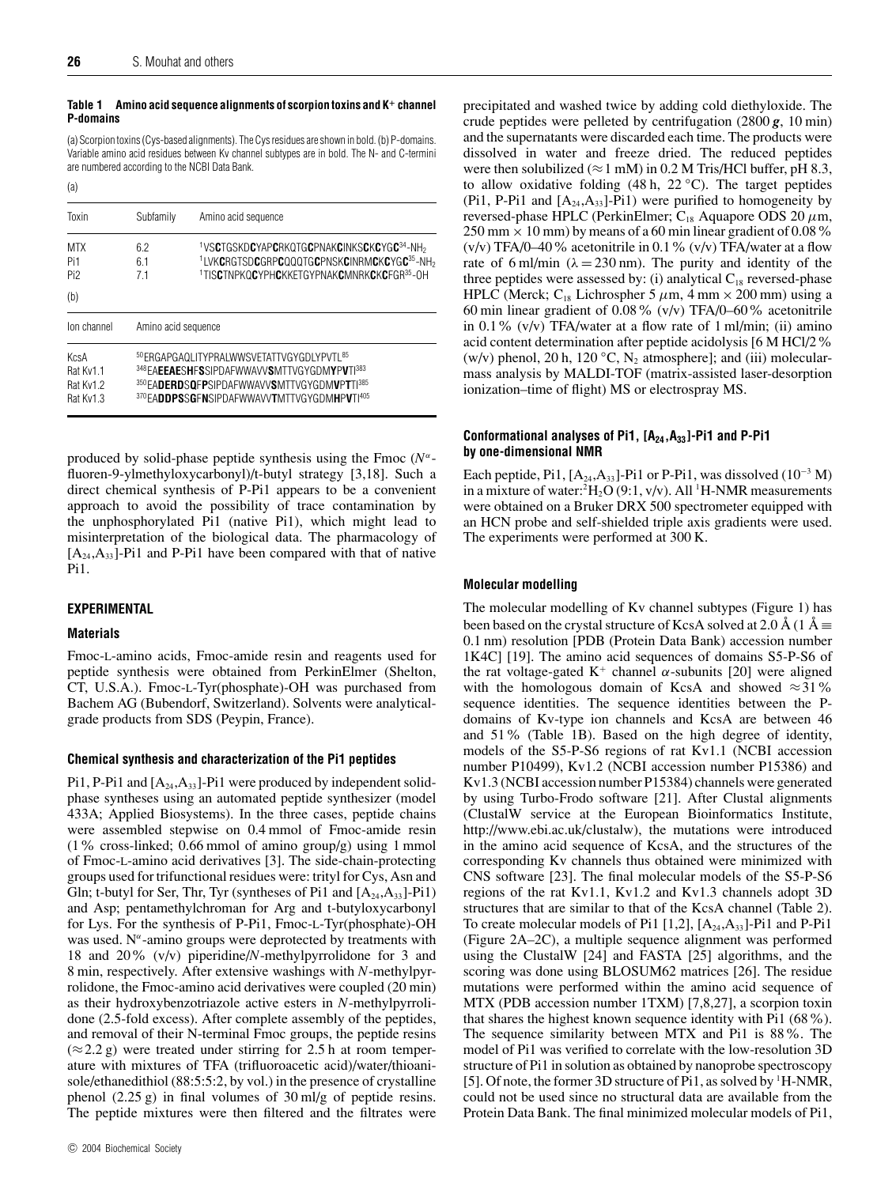**Table 1 Amino acid sequence alignments of scorpion toxins and K⁺ channel P-domains**

(a) Scorpion toxins (Cys-based alignments). The Cys residues are shown in bold. (b) P-domains. Variable amino acid residues between Kv channel subtypes are in bold. The N- and C-termini are numbered according to the NCBI Data Bank.

(a)

| Toxin | Subfamily | Amino acid sequence |
|---|---|---|
| MTX | 6.2 | [1]VS**C**TGSKD**C**YAP**C**RKQTG**C**PNAK**C**INKS**C**K**C**YG**C**[34]-$NH_2$ |
| Pi1 | 6.1 | [1]LVK**C**RGTSD**C**GRP**C**QQQTG**C**PNSK**C**INRM**C**K**C**YG**C**[35]-$NH_2$ |
| Pi2 | 7.1 | [1]TIS**C**TNPKQ**C**YPH**C**KKETGYPNAK**C**MNRK**C**K**C**FGR[35]-OH |

(b)

| Ion channel | Amino acid sequence |
|---|---|
| KcsA | [50]ERGAPGAQLITYPRALWWSVETATTVGYGDLYPVTL[85] |
| Rat Kv1.1 | [348]EA**EEAE**SH**F**S**S**IPDAFWWAVV**S**MTTVGYGDM**YP**V**T**I[383] |
| Rat Kv1.2 | [350]EA**DERD**SQ**F**P**S**IPDAFWWAVV**S**MTTVGYGDM**VP**T**T**I[385] |
| Rat Kv1.3 | [370]EA**DDPS**SG**F**N**S**IPDAFWWAVV**T**MTTVGYGDM**HP**V**T**I[405] |

produced by solid-phase peptide synthesis using the Fmoc ($N^{\alpha}$-fluoren-9-ylmethyloxycarbonyl)/t-butyl strategy [3,18]. Such a direct chemical synthesis of P-Pi1 appears to be a convenient approach to avoid the possibility of trace contamination by the unphosphorylated Pi1 (native Pi1), which might lead to misinterpretation of the biological data. The pharmacology of $[A_{24},A_{33}]$-Pi1 and P-Pi1 have been compared with that of native Pi1.

## EXPERIMENTAL

### Materials

Fmoc-L-amino acids, Fmoc-amide resin and reagents used for peptide synthesis were obtained from PerkinElmer (Shelton, CT, U.S.A.). Fmoc-L-Tyr(phosphate)-OH was purchased from Bachem AG (Bubendorf, Switzerland). Solvents were analytical-grade products from SDS (Peypin, France).

### Chemical synthesis and characterization of the Pi1 peptides

Pi1, P-Pi1 and $[A_{24},A_{33}]$-Pi1 were produced by independent solid-phase syntheses using an automated peptide synthesizer (model 433A; Applied Biosystems). In the three cases, peptide chains were assembled stepwise on 0.4 mmol of Fmoc-amide resin (1% cross-linked; 0.66 mmol of amino group/g) using 1 mmol of Fmoc-L-amino acid derivatives [3]. The side-chain-protecting groups used for trifunctional residues were: trityl for Cys, Asn and Gln; t-butyl for Ser, Thr, Tyr (syntheses of Pi1 and $[A_{24},A_{33}]$-Pi1) and Asp; pentamethylchroman for Arg and t-butyloxycarbonyl for Lys. For the synthesis of P-Pi1, Fmoc-L-Tyr(phosphate)-OH was used. $N^{\alpha}$-amino groups were deprotected by treatments with 18 and 20% (v/v) piperidine/N-methylpyrrolidone for 3 and 8 min, respectively. After extensive washings with N-methylpyrrolidone, the Fmoc-amino acid derivatives were coupled (20 min) as their hydroxybenzotriazole active esters in N-methylpyrrolidone (2.5-fold excess). After complete assembly of the peptides, and removal of their N-terminal Fmoc groups, the peptide resins (≈2.2 g) were treated under stirring for 2.5 h at room temperature with mixtures of TFA (trifluoroacetic acid)/water/thioanisole/ethanedithiol (88:5:5:2, by vol.) in the presence of crystalline phenol (2.25 g) in final volumes of 30 ml/g of peptide resins. The peptide mixtures were then filtered and the filtrates were precipitated and washed twice by adding cold diethyloxide. The crude peptides were pelleted by centrifugation (2800 ***g***, 10 min) and the supernatants were discarded each time. The products were dissolved in water and freeze dried. The reduced peptides were then solubilized (≈1 mM) in 0.2 M Tris/HCl buffer, pH 8.3, to allow oxidative folding (48 h, 22 °C). The target peptides (Pi1, P-Pi1 and $[A_{24},A_{33}]$-Pi1) were purified to homogeneity by reversed-phase HPLC (PerkinElmer; $C_{18}$ Aquapore ODS 20 μm, 250 mm × 10 mm) by means of a 60 min linear gradient of 0.08% (v/v) TFA/0–40% acetonitrile in 0.1% (v/v) TFA/water at a flow rate of 6 ml/min (λ = 230 nm). The purity and identity of the three peptides were assessed by: (i) analytical $C_{18}$ reversed-phase HPLC (Merck; $C_{18}$ Lichrospher 5 μm, 4 mm × 200 mm) using a 60 min linear gradient of 0.08% (v/v) TFA/0–60% acetonitrile in 0.1% (v/v) TFA/water at a flow rate of 1 ml/min; (ii) amino acid content determination after peptide acidolysis [6 M HCl/2% (w/v) phenol, 20 h, 120 °C, $N_2$ atmosphere]; and (iii) molecular-mass analysis by MALDI-TOF (matrix-assisted laser-desorption ionization–time of flight) MS or electrospray MS.

### Conformational analyses of Pi1, $[A_{24},A_{33}]$-Pi1 and P-Pi1 by one-dimensional NMR

Each peptide, Pi1, $[A_{24},A_{33}]$-Pi1 or P-Pi1, was dissolved ($10^{-3}$ M) in a mixture of water:$^2H_2O$ (9:1, v/v). All $^1$H-NMR measurements were obtained on a Bruker DRX 500 spectrometer equipped with an HCN probe and self-shielded triple axis gradients were used. The experiments were performed at 300 K.

### Molecular modelling

The molecular modelling of Kv channel subtypes (Figure 1) has been based on the crystal structure of KcsA solved at 2.0 Å (1 Å ≡ 0.1 nm) resolution [PDB (Protein Data Bank) accession number 1K4C] [19]. The amino acid sequences of domains S5-P-S6 of the rat voltage-gated K⁺ channel α-subunits [20] were aligned with the homologous domain of KcsA and showed ≈31% sequence identities. The sequence identities between the P-domains of Kv-type ion channels and KcsA are between 46 and 51% (Table 1B). Based on the high degree of identity, models of the S5-P-S6 regions of rat Kv1.1 (NCBI accession number P10499), Kv1.2 (NCBI accession number P15386) and Kv1.3 (NCBI accession number P15384) channels were generated by using Turbo-Frodo software [21]. After Clustal alignments (ClustalW service at the European Bioinformatics Institute, http://www.ebi.ac.uk/clustalw), the mutations were introduced in the amino acid sequence of KcsA, and the structures of the corresponding Kv channels thus obtained were minimized with CNS software [23]. The final molecular models of the S5-P-S6 regions of the rat Kv1.1, Kv1.2 and Kv1.3 channels adopt 3D structures that are similar to that of the KcsA channel (Table 2). To create molecular models of Pi1 [1,2], $[A_{24},A_{33}]$-Pi1 and P-Pi1 (Figure 2A–2C), a multiple sequence alignment was performed using the ClustalW [24] and FASTA [25] algorithms, and the scoring was done using BLOSUM62 matrices [26]. The residue mutations were performed within the amino acid sequence of MTX (PDB accession number 1TXM) [7,8,27], a scorpion toxin that shares the highest known sequence identity with Pi1 (68%). The sequence similarity between MTX and Pi1 is 88%. The model of Pi1 was verified to correlate with the low-resolution 3D structure of Pi1 in solution as obtained by nanoprobe spectroscopy [5]. Of note, the former 3D structure of Pi1, as solved by $^1$H-NMR, could not be used since no structural data are available from the Protein Data Bank. The final minimized molecular models of Pi1,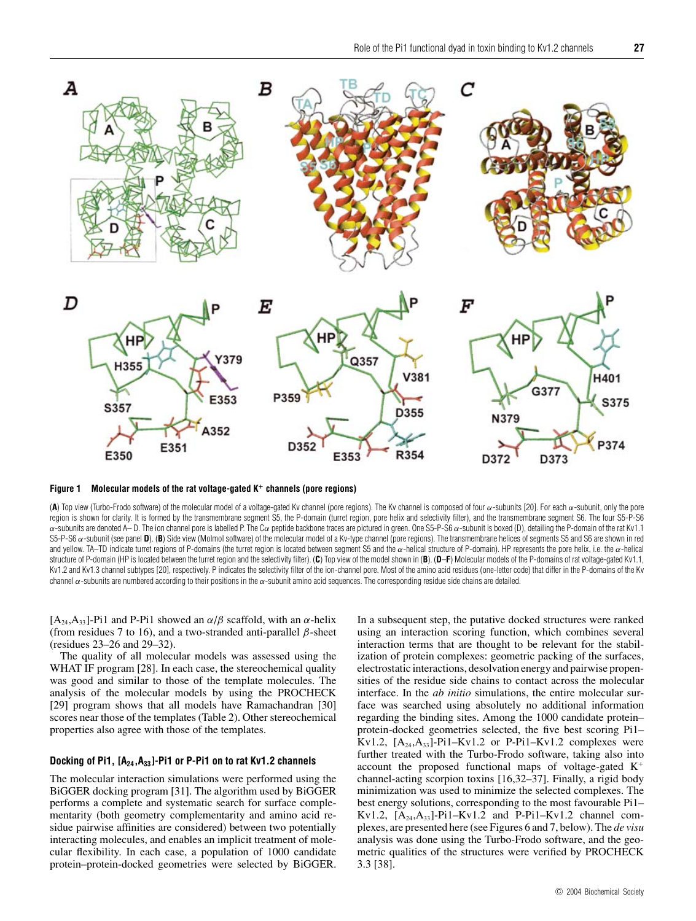**Figure 1 Molecular models of the rat voltage-gated K$^+$ channels (pore regions)**

(**A**) Top view (Turbo-Frodo software) of the molecular model of a voltage-gated Kv channel (pore regions). The Kv channel is composed of four $\alpha$-subunits [20]. For each $\alpha$-subunit, only the pore region is shown for clarity. It is formed by the transmembrane segment S5, the P-domain (turret region, pore helix and selectivity filter), and the transmembrane segment S6. The four S5-P-S6 $\alpha$-subunits are denoted A– D. The ion channel pore is labelled P. The C$\alpha$ peptide backbone traces are pictured in green. One S5-P-S6 $\alpha$-subunit is boxed (D), detailing the P-domain of the rat Kv1.1 S5-P-S6 $\alpha$-subunit (see panel **D**). (**B**) Side view (Molmol software) of the molecular model of a Kv-type channel (pore regions). The transmembrane helices of segments S5 and S6 are shown in red and yellow. TA–TD indicate turret regions of P-domains (the turret region is located between segment S5 and the $\alpha$-helical structure of P-domain). HP represents the pore helix, i.e. the $\alpha$-helical structure of P-domain (HP is located between the turret region and the selectivity filter). (**C**) Top view of the model shown in (**B**). (**D**–**F**) Molecular models of the P-domains of rat voltage-gated Kv1.1, Kv1.2 and Kv1.3 channel subtypes [20], respectively. P indicates the selectivity filter of the ion-channel pore. Most of the amino acid residues (one-letter code) that differ in the P-domains of the Kv channel $\alpha$-subunits are numbered according to their positions in the $\alpha$-subunit amino acid sequences. The corresponding residue side chains are detailed.

[$A_{24}$,$A_{33}$]-Pi1 and P-Pi1 showed an $\alpha/\beta$ scaffold, with an $\alpha$-helix (from residues 7 to 16), and a two-stranded anti-parallel $\beta$-sheet (residues 23–26 and 29–32).

The quality of all molecular models was assessed using the WHAT IF program [28]. In each case, the stereochemical quality was good and similar to those of the template molecules. The analysis of the molecular models by using the PROCHECK [29] program shows that all models have Ramachandran [30] scores near those of the templates (Table 2). Other stereochemical properties also agree with those of the templates.

#### Docking of Pi1, [$A_{24}$,$A_{33}$]-Pi1 or P-Pi1 on to rat Kv1.2 channels

The molecular interaction simulations were performed using the BiGGER docking program [31]. The algorithm used by BiGGER performs a complete and systematic search for surface complementarity (both geometry complementarity and amino acid residue pairwise affinities are considered) between two potentially interacting molecules, and enables an implicit treatment of molecular flexibility. In each case, a population of 1000 candidate protein–protein-docked geometries were selected by BiGGER. In a subsequent step, the putative docked structures were ranked using an interaction scoring function, which combines several interaction terms that are thought to be relevant for the stabilization of protein complexes: geometric packing of the surfaces, electrostatic interactions, desolvation energy and pairwise propensities of the residue side chains to contact across the molecular interface. In the *ab initio* simulations, the entire molecular surface was searched using absolutely no additional information regarding the binding sites. Among the 1000 candidate protein–protein-docked geometries selected, the five best scoring Pi1–Kv1.2, [$A_{24}$,$A_{33}$]-Pi1–Kv1.2 or P-Pi1–Kv1.2 complexes were further treated with the Turbo-Frodo software, taking also into account the proposed functional maps of voltage-gated K$^+$ channel-acting scorpion toxins [16,32–37]. Finally, a rigid body minimization was used to minimize the selected complexes. The best energy solutions, corresponding to the most favourable Pi1–Kv1.2, [$A_{24}$,$A_{33}$]-Pi1–Kv1.2 and P-Pi1–Kv1.2 channel complexes, are presented here (see Figures 6 and 7, below). The *de visu* analysis was done using the Turbo-Frodo software, and the geometric qualities of the structures were verified by PROCHECK 3.3 [38].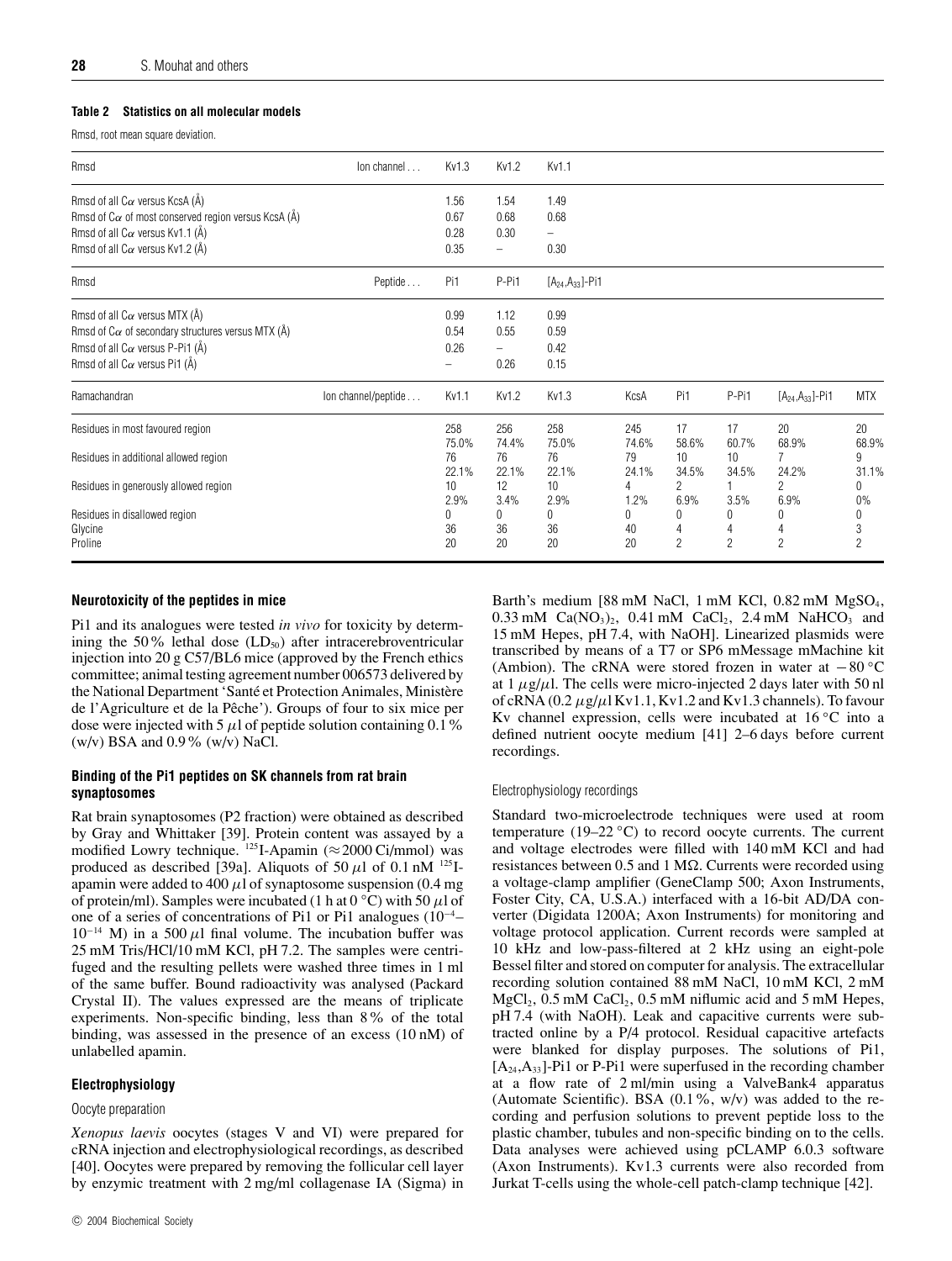**Table 2 Statistics on all molecular models**

Rmsd, root mean square deviation.

| Rmsd | Ion channel . . . | Kv1.3 | Kv1.2 | Kv1.1 | | | | | |
|---|---|---|---|---|---|---|---|---|---|
| Rmsd of all Cα versus KcsA (Å) | | 1.56 | 1.54 | 1.49 | | | | | |
| Rmsd of Cα of most conserved region versus KcsA (Å) | | 0.67 | 0.68 | 0.68 | | | | | |
| Rmsd of all Cα versus Kv1.1 (Å) | | 0.28 | 0.30 | – | | | | | |
| Rmsd of all Cα versus Kv1.2 (Å) | | 0.35 | – | 0.30 | | | | | |
| **Rmsd** | **Peptide . . .** | **Pi1** | **P-Pi1** | **[$A_{24}$,$A_{33}$]-Pi1** | | | | | |
| Rmsd of all Cα versus MTX (Å) | | 0.99 | 1.12 | 0.99 | | | | | |
| Rmsd of Cα of secondary structures versus MTX (Å) | | 0.54 | 0.55 | 0.59 | | | | | |
| Rmsd of all Cα versus P-Pi1 (Å) | | 0.26 | – | 0.42 | | | | | |
| Rmsd of all Cα versus Pi1 (Å) | | – | 0.26 | 0.15 | | | | | |
| **Ramachandran** | **Ion channel/peptide . . .** | **Kv1.1** | **Kv1.2** | **Kv1.3** | **KcsA** | **Pi1** | **P-Pi1** | **[$A_{24}$,$A_{33}$]-Pi1** | **MTX** |
| Residues in most favoured region | | 258 75.0% | 256 74.4% | 258 75.0% | 245 74.6% | 17 58.6% | 17 60.7% | 20 68.9% | 20 68.9% |
| Residues in additional allowed region | | 76 22.1% | 76 22.1% | 76 22.1% | 79 24.1% | 10 34.5% | 10 34.5% | 7 24.2% | 9 31.1% |
| Residues in generously allowed region | | 10 2.9% | 12 3.4% | 10 2.9% | 4 1.2% | 2 6.9% | 1 3.5% | 2 6.9% | 0 0% |
| Residues in disallowed region | | 0 | 0 | 0 | 0 | 0 | 0 | 0 | 0 |
| Glycine | | 36 | 36 | 36 | 40 | 4 | 4 | 4 | 3 |
| Proline | | 20 | 20 | 20 | 20 | 2 | 2 | 2 | 2 |

### Neurotoxicity of the peptides in mice

Pi1 and its analogues were tested *in vivo* for toxicity by determining the 50 % lethal dose ($LD_{50}$) after intracerebroventricular injection into 20 g C57/BL6 mice (approved by the French ethics committee; animal testing agreement number 006573 delivered by the National Department 'Santé et Protection Animales, Ministère de l'Agriculture et de la Pêche'). Groups of four to six mice per dose were injected with 5 μl of peptide solution containing 0.1 % (w/v) BSA and 0.9 % (w/v) NaCl.

### Binding of the Pi1 peptides on SK channels from rat brain synaptosomes

Rat brain synaptosomes (P2 fraction) were obtained as described by Gray and Whittaker [39]. Protein content was assayed by a modified Lowry technique. $^{125}$I-Apamin (≈2000 Ci/mmol) was produced as described [39a]. Aliquots of 50 μl of 0.1 nM $^{125}$I-apamin were added to 400 μl of synaptosome suspension (0.4 mg of protein/ml). Samples were incubated (1 h at 0 °C) with 50 μl of one of a series of concentrations of Pi1 or Pi1 analogues ($10^{-4}$–$10^{-14}$ M) in a 500 μl final volume. The incubation buffer was 25 mM Tris/HCl/10 mM KCl, pH 7.2. The samples were centrifuged and the resulting pellets were washed three times in 1 ml of the same buffer. Bound radioactivity was analysed (Packard Crystal II). The values expressed are the means of triplicate experiments. Non-specific binding, less than 8 % of the total binding, was assessed in the presence of an excess (10 nM) of unlabelled apamin.

### Electrophysiology

#### Oocyte preparation

*Xenopus laevis* oocytes (stages V and VI) were prepared for cRNA injection and electrophysiological recordings, as described [40]. Oocytes were prepared by removing the follicular cell layer by enzymic treatment with 2 mg/ml collagenase IA (Sigma) in Barth's medium [88 mM NaCl, 1 mM KCl, 0.82 mM $MgSO_4$, 0.33 mM $Ca(NO_3)_2$, 0.41 mM $CaCl_2$, 2.4 mM $NaHCO_3$ and 15 mM Hepes, pH 7.4, with NaOH]. Linearized plasmids were transcribed by means of a T7 or SP6 mMessage mMachine kit (Ambion). The cRNA were stored frozen in water at −80 °C at 1 μg/μl. The cells were micro-injected 2 days later with 50 nl of cRNA (0.2 μg/μl Kv1.1, Kv1.2 and Kv1.3 channels). To favour Kv channel expression, cells were incubated at 16 °C into a defined nutrient oocyte medium [41] 2–6 days before current recordings.

#### Electrophysiology recordings

Standard two-microelectrode techniques were used at room temperature (19–22 °C) to record oocyte currents. The current and voltage electrodes were filled with 140 mM KCl and had resistances between 0.5 and 1 MΩ. Currents were recorded using a voltage-clamp amplifier (GeneClamp 500; Axon Instruments, Foster City, CA, U.S.A.) interfaced with a 16-bit AD/DA converter (Digidata 1200A; Axon Instruments) for monitoring and voltage protocol application. Current records were sampled at 10 kHz and low-pass-filtered at 2 kHz using an eight-pole Bessel filter and stored on computer for analysis. The extracellular recording solution contained 88 mM NaCl, 10 mM KCl, 2 mM $MgCl_2$, 0.5 mM $CaCl_2$, 0.5 mM niflumic acid and 5 mM Hepes, pH 7.4 (with NaOH). Leak and capacitive currents were subtracted online by a P/4 protocol. Residual capacitive artefacts were blanked for display purposes. The solutions of Pi1, [$A_{24}$,$A_{33}$]-Pi1 or P-Pi1 were superfused in the recording chamber at a flow rate of 2 ml/min using a ValveBank4 apparatus (Automate Scientific). BSA (0.1 %, w/v) was added to the recording and perfusion solutions to prevent peptide loss to the plastic chamber, tubules and non-specific binding on to the cells. Data analyses were achieved using pCLAMP 6.0.3 software (Axon Instruments). Kv1.3 currents were also recorded from Jurkat T-cells using the whole-cell patch-clamp technique [42].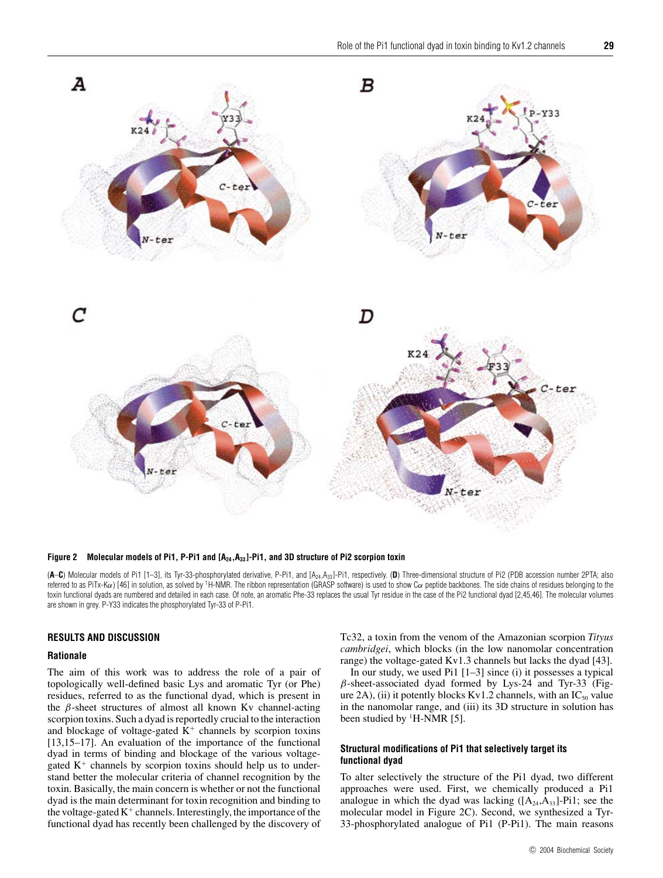**Figure 2 Molecular models of Pi1, P-Pi1 and [$A_{24}$,$A_{33}$]-Pi1, and 3D structure of Pi2 scorpion toxin**

(**A**–**C**) Molecular models of Pi1 [1–3], its Tyr-33-phosphorylated derivative, P-Pi1, and [$A_{24}$,$A_{33}$]-Pi1, respectively. (**D**) Three-dimensional structure of Pi2 (PDB accession number 2PTA; also referred to as PiTx-K$\alpha$) [46] in solution, as solved by $^1$H-NMR. The ribbon representation (GRASP software) is used to show C$\alpha$ peptide backbones. The side chains of residues belonging to the toxin functional dyads are numbered and detailed in each case. Of note, an aromatic Phe-33 replaces the usual Tyr residue in the case of the Pi2 functional dyad [2,45,46]. The molecular volumes are shown in grey. P-Y33 indicates the phosphorylated Tyr-33 of P-Pi1.

## RESULTS AND DISCUSSION

### Rationale

The aim of this work was to address the role of a pair of topologically well-defined basic Lys and aromatic Tyr (or Phe) residues, referred to as the functional dyad, which is present in the $\beta$-sheet structures of almost all known Kv channel-acting scorpion toxins. Such a dyad is reportedly crucial to the interaction and blockage of voltage-gated $K^+$ channels by scorpion toxins [13,15–17]. An evaluation of the importance of the functional dyad in terms of binding and blockage of the various voltage-gated $K^+$ channels by scorpion toxins should help us to understand better the molecular criteria of channel recognition by the toxin. Basically, the main concern is whether or not the functional dyad is the main determinant for toxin recognition and binding to the voltage-gated $K^+$ channels. Interestingly, the importance of the functional dyad has recently been challenged by the discovery of Tc32, a toxin from the venom of the Amazonian scorpion *Tityus cambridgei*, which blocks (in the low nanomolar concentration range) the voltage-gated Kv1.3 channels but lacks the dyad [43].

In our study, we used Pi1 [1–3] since (i) it possesses a typical $\beta$-sheet-associated dyad formed by Lys-24 and Tyr-33 (Figure 2A), (ii) it potently blocks Kv1.2 channels, with an $IC_{50}$ value in the nanomolar range, and (iii) its 3D structure in solution has been studied by $^1$H-NMR [5].

### Structural modifications of Pi1 that selectively target its functional dyad

To alter selectively the structure of the Pi1 dyad, two different approaches were used. First, we chemically produced a Pi1 analogue in which the dyad was lacking ([$A_{24}$,$A_{33}$]-Pi1; see the molecular model in Figure 2C). Second, we synthesized a Tyr-33-phosphorylated analogue of Pi1 (P-Pi1). The main reasons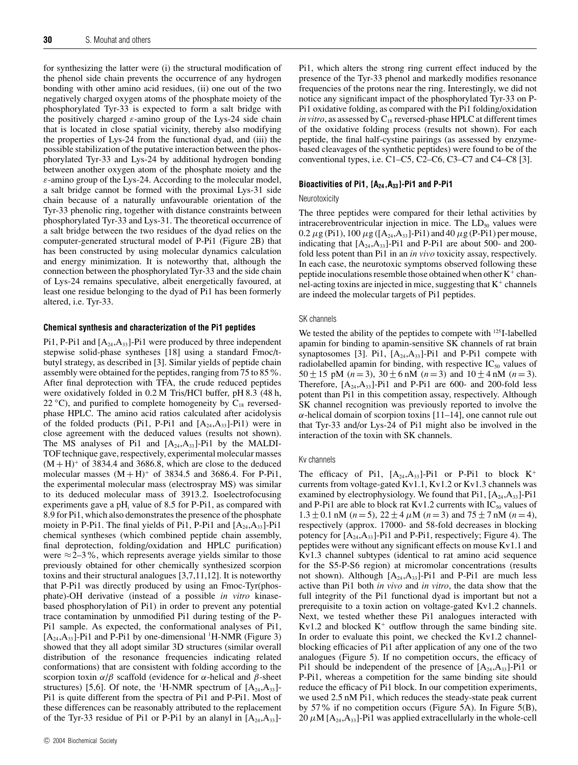for synthesizing the latter were (i) the structural modification of the phenol side chain prevents the occurrence of any hydrogen bonding with other amino acid residues, (ii) one out of the two negatively charged oxygen atoms of the phosphate moiety of the phosphorylated Tyr-33 is expected to form a salt bridge with the positively charged $\varepsilon$-amino group of the Lys-24 side chain that is located in close spatial vicinity, thereby also modifying the properties of Lys-24 from the functional dyad, and (iii) the possible stabilization of the putative interaction between the phosphorylated Tyr-33 and Lys-24 by additional hydrogen bonding between another oxygen atom of the phosphate moiety and the $\varepsilon$-amino group of the Lys-24. According to the molecular model, a salt bridge cannot be formed with the proximal Lys-31 side chain because of a naturally unfavourable orientation of the Tyr-33 phenolic ring, together with distance constraints between phosphorylated Tyr-33 and Lys-31. The theoretical occurrence of a salt bridge between the two residues of the dyad relies on the computer-generated structural model of P-Pi1 (Figure 2B) that has been constructed by using molecular dynamics calculation and energy minimization. It is noteworthy that, although the connection between the phosphorylated Tyr-33 and the side chain of Lys-24 remains speculative, albeit energetically favoured, at least one residue belonging to the dyad of Pi1 has been formerly altered, i.e. Tyr-33.

### Chemical synthesis and characterization of the Pi1 peptides

Pi1, P-Pi1 and [$A_{24}$,$A_{33}$]-Pi1 were produced by three independent stepwise solid-phase syntheses [18] using a standard Fmoc/t-butyl strategy, as described in [3]. Similar yields of peptide chain assembly were obtained for the peptides, ranging from 75 to 85 %. After final deprotection with TFA, the crude reduced peptides were oxidatively folded in 0.2 M Tris/HCl buffer, pH 8.3 (48 h, 22 °C), and purified to complete homogeneity by $C_{18}$ reversed-phase HPLC. The amino acid ratios calculated after acidolysis of the folded products (Pi1, P-Pi1 and [$A_{24}$,$A_{33}$]-Pi1) were in close agreement with the deduced values (results not shown). The MS analyses of Pi1 and [$A_{24}$,$A_{33}$]-Pi1 by the MALDI-TOF technique gave, respectively, experimental molecular masses $(M+H)^+$ of 3834.4 and 3686.8, which are close to the deduced molecular masses $(M+H)^+$ of 3834.5 and 3686.4. For P-Pi1, the experimental molecular mass (electrospray MS) was similar to its deduced molecular mass of 3913.2. Isoelectrofocusing experiments gave a $pH_i$ value of 8.5 for P-Pi1, as compared with 8.9 for Pi1, which also demonstrates the presence of the phosphate moiety in P-Pi1. The final yields of Pi1, P-Pi1 and [$A_{24}$,$A_{33}$]-Pi1 chemical syntheses (which combined peptide chain assembly, final deprotection, folding/oxidation and HPLC purification) were ≈2–3 %, which represents average yields similar to those previously obtained for other chemically synthesized scorpion toxins and their structural analogues [3,7,11,12]. It is noteworthy that P-Pi1 was directly produced by using an Fmoc-Tyr(phosphate)-OH derivative (instead of a possible *in vitro* kinase-based phosphorylation of Pi1) in order to prevent any potential trace contamination by unmodified Pi1 during testing of the P-Pi1 sample. As expected, the conformational analyses of Pi1, [$A_{24}$,$A_{33}$]-Pi1 and P-Pi1 by one-dimensional $^1$H-NMR (Figure 3) showed that they all adopt similar 3D structures (similar overall distribution of the resonance frequencies indicating related conformations) that are consistent with folding according to the scorpion toxin $\alpha/\beta$ scaffold (evidence for $\alpha$-helical and $\beta$-sheet structures) [5,6]. Of note, the $^1$H-NMR spectrum of [$A_{24}$,$A_{33}$]-Pi1 is quite different from the spectra of Pi1 and P-Pi1. Most of these differences can be reasonably attributed to the replacement of the Tyr-33 residue of Pi1 or P-Pi1 by an alanyl in [$A_{24}$,$A_{33}$]-Pi1, which alters the strong ring current effect induced by the presence of the Tyr-33 phenol and markedly modifies resonance frequencies of the protons near the ring. Interestingly, we did not notice any significant impact of the phosphorylated Tyr-33 on P-Pi1 oxidative folding, as compared with the Pi1 folding/oxidation *in vitro*, as assessed by $C_{18}$ reversed-phase HPLC at different times of the oxidative folding process (results not shown). For each peptide, the final half-cystine pairings (as assessed by enzyme-based cleavages of the synthetic peptides) were found to be of the conventional types, i.e. C1–C5, C2–C6, C3–C7 and C4–C8 [3].

### Bioactivities of Pi1, [$A_{24}$,$A_{33}$]-Pi1 and P-Pi1

#### Neurotoxicity

The three peptides were compared for their lethal activities by intracerebroventricular injection in mice. The $LD_{50}$ values were 0.2 $\mu$g (Pi1), 100 $\mu$g ([$A_{24}$,$A_{33}$]-Pi1) and 40 $\mu$g (P-Pi1) per mouse, indicating that [$A_{24}$,$A_{33}$]-Pi1 and P-Pi1 are about 500- and 200-fold less potent than Pi1 in an *in vivo* toxicity assay, respectively. In each case, the neurotoxic symptoms observed following these peptide inoculations resemble those obtained when other $K^+$ channel-acting toxins are injected in mice, suggesting that $K^+$ channels are indeed the molecular targets of Pi1 peptides.

#### SK channels

We tested the ability of the peptides to compete with $^{125}$I-labelled apamin for binding to apamin-sensitive SK channels of rat brain synaptosomes [3]. Pi1, [$A_{24}$,$A_{33}$]-Pi1 and P-Pi1 compete with radiolabelled apamin for binding, with respective $IC_{50}$ values of $50 \pm 15$ pM ($n = 3$), $30 \pm 6$ nM ($n = 3$) and $10 \pm 4$ nM ($n = 3$). Therefore, [$A_{24}$,$A_{33}$]-Pi1 and P-Pi1 are 600- and 200-fold less potent than Pi1 in this competition assay, respectively. Although SK channel recognition was previously reported to involve the $\alpha$-helical domain of scorpion toxins [11–14], one cannot rule out that Tyr-33 and/or Lys-24 of Pi1 might also be involved in the interaction of the toxin with SK channels.

#### Kv channels

The efficacy of Pi1, [$A_{24}$,$A_{33}$]-Pi1 or P-Pi1 to block $K^+$ currents from voltage-gated Kv1.1, Kv1.2 or Kv1.3 channels was examined by electrophysiology. We found that Pi1, [$A_{24}$,$A_{33}$]-Pi1 and P-Pi1 are able to block rat Kv1.2 currents with $IC_{50}$ values of $1.3 \pm 0.1$ nM ($n = 5$), $22 \pm 4$ $\mu$M ($n = 3$) and $75 \pm 7$ nM ($n = 4$), respectively (approx. 17000- and 58-fold decreases in blocking potency for [$A_{24}$,$A_{33}$]-Pi1 and P-Pi1, respectively; Figure 4). The peptides were without any significant effects on mouse Kv1.1 and Kv1.3 channel subtypes (identical to rat amino acid sequence for the S5-P-S6 region) at micromolar concentrations (results not shown). Although [$A_{24}$,$A_{33}$]-Pi1 and P-Pi1 are much less active than Pi1 both *in vivo* and *in vitro*, the data show that the full integrity of the Pi1 functional dyad is important but not a prerequisite to a toxin action on voltage-gated Kv1.2 channels. Next, we tested whether these Pi1 analogues interacted with Kv1.2 and blocked $K^+$ outflow through the same binding site. In order to evaluate this point, we checked the Kv1.2 channel-blocking efficacies of Pi1 after application of any one of the two analogues (Figure 5). If no competition occurs, the efficacy of Pi1 should be independent of the presence of [$A_{24}$,$A_{33}$]-Pi1 or P-Pi1, whereas a competition for the same binding site should reduce the efficacy of Pi1 block. In our competition experiments, we used 2.5 nM Pi1, which reduces the steady-state peak current by 57 % if no competition occurs (Figure 5A). In Figure 5(B), 20 $\mu$M [$A_{24}$,$A_{33}$]-Pi1 was applied extracellularly in the whole-cell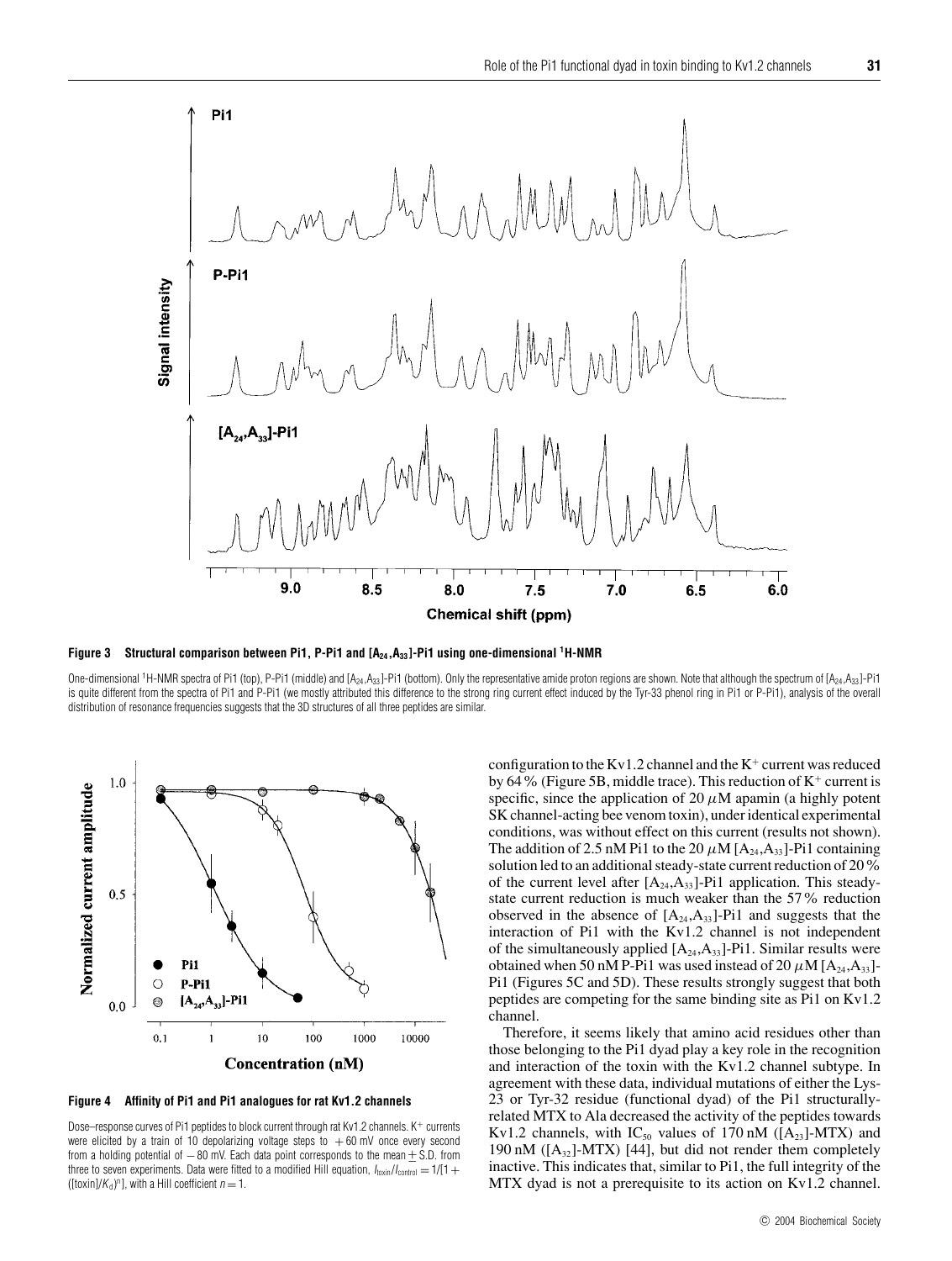**Figure 3 Structural comparison between Pi1, P-Pi1 and [$A_{24}$,$A_{33}$]-Pi1 using one-dimensional $^1$H-NMR**

One-dimensional $^1$H-NMR spectra of Pi1 (top), P-Pi1 (middle) and [$A_{24}$,$A_{33}$]-Pi1 (bottom). Only the representative amide proton regions are shown. Note that although the spectrum of [$A_{24}$,$A_{33}$]-Pi1 is quite different from the spectra of Pi1 and P-Pi1 (we mostly attributed this difference to the strong ring current effect induced by the Tyr-33 phenol ring in Pi1 or P-Pi1), analysis of the overall distribution of resonance frequencies suggests that the 3D structures of all three peptides are similar.

**Figure 4 Affinity of Pi1 and Pi1 analogues for rat Kv1.2 channels**

Dose–response curves of Pi1 peptides to block current through rat Kv1.2 channels. $K^+$ currents were elicited by a train of 10 depolarizing voltage steps to +60 mV once every second from a holding potential of −80 mV. Each data point corresponds to the mean ± S.D. from three to seven experiments. Data were fitted to a modified Hill equation, $I_{toxin}/I_{control} = 1/[1 + ([toxin]/K_d)^n]$, with a Hill coefficient $n = 1$.

configuration to the Kv1.2 channel and the $K^+$ current was reduced by 64% (Figure 5B, middle trace). This reduction of $K^+$ current is specific, since the application of 20 $\mu$M apamin (a highly potent SK channel-acting bee venom toxin), under identical experimental conditions, was without effect on this current (results not shown). The addition of 2.5 nM Pi1 to the 20 $\mu$M [$A_{24}$,$A_{33}$]-Pi1 containing solution led to an additional steady-state current reduction of 20% of the current level after [$A_{24}$,$A_{33}$]-Pi1 application. This steady-state current reduction is much weaker than the 57% reduction observed in the absence of [$A_{24}$,$A_{33}$]-Pi1 and suggests that the interaction of Pi1 with the Kv1.2 channel is not independent of the simultaneously applied [$A_{24}$,$A_{33}$]-Pi1. Similar results were obtained when 50 nM P-Pi1 was used instead of 20 $\mu$M [$A_{24}$,$A_{33}$]-Pi1 (Figures 5C and 5D). These results strongly suggest that both peptides are competing for the same binding site as Pi1 on Kv1.2 channel.

Therefore, it seems likely that amino acid residues other than those belonging to the Pi1 dyad play a key role in the recognition and interaction of the toxin with the Kv1.2 channel subtype. In agreement with these data, individual mutations of either the Lys-23 or Tyr-32 residue (functional dyad) of the Pi1 structurally-related MTX to Ala decreased the activity of the peptides towards Kv1.2 channels, with $IC_{50}$ values of 170 nM ([$A_{23}$]-MTX) and 190 nM ([$A_{32}$]-MTX) [44], but did not render them completely inactive. This indicates that, similar to Pi1, the full integrity of the MTX dyad is not a prerequisite to its action on Kv1.2 channel.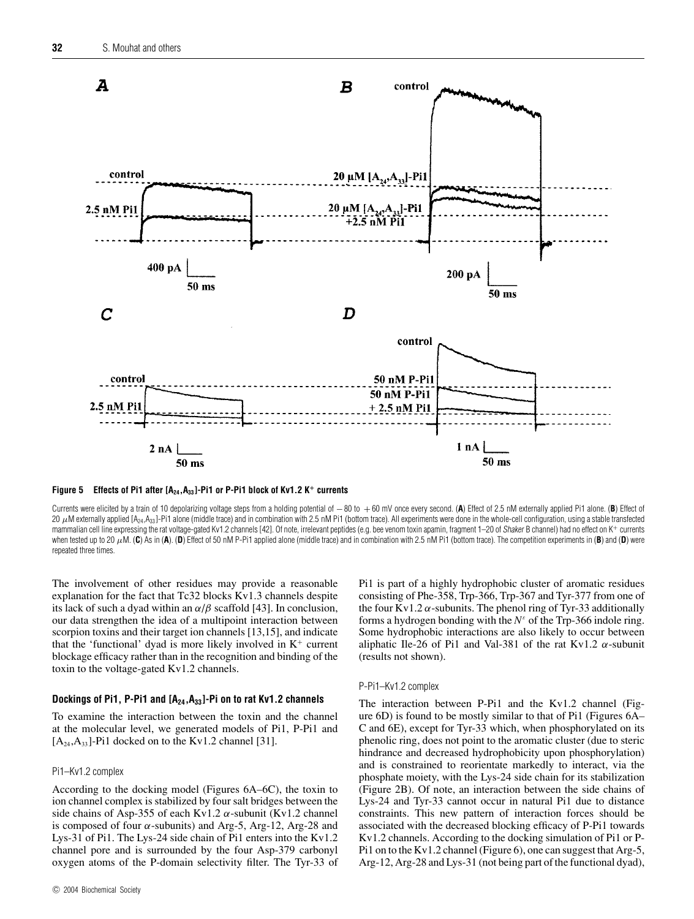**Figure 5 Effects of Pi1 after [$A_{24}$,$A_{33}$]-Pi1 or P-Pi1 block of Kv1.2 $K^+$ currents**

Currents were elicited by a train of 10 depolarizing voltage steps from a holding potential of −80 to +60 mV once every second. (**A**) Effect of 2.5 nM externally applied Pi1 alone. (**B**) Effect of 20 $\mu$M externally applied [$A_{24}$,$A_{33}$]-Pi1 alone (middle trace) and in combination with 2.5 nM Pi1 (bottom trace). All experiments were done in the whole-cell configuration, using a stable transfected mammalian cell line expressing the rat voltage-gated Kv1.2 channels [42]. Of note, irrelevant peptides (e.g. bee venom toxin apamin, fragment 1–20 of *Shaker* B channel) had no effect on $K^+$ currents when tested up to 20 $\mu$M. (**C**) As in (**A**). (**D**) Effect of 50 nM P-Pi1 applied alone (middle trace) and in combination with 2.5 nM Pi1 (bottom trace). The competition experiments in (**B**) and (**D**) were repeated three times.

The involvement of other residues may provide a reasonable explanation for the fact that Tc32 blocks Kv1.3 channels despite its lack of such a dyad within an $\alpha/\beta$ scaffold [43]. In conclusion, our data strengthen the idea of a multipoint interaction between scorpion toxins and their target ion channels [13,15], and indicate that the 'functional' dyad is more likely involved in $K^+$ current blockage efficacy rather than in the recognition and binding of the toxin to the voltage-gated Kv1.2 channels.

### Dockings of Pi1, P-Pi1 and [$A_{24}$,$A_{33}$]-Pi on to rat Kv1.2 channels

To examine the interaction between the toxin and the channel at the molecular level, we generated models of Pi1, P-Pi1 and [$A_{24}$,$A_{33}$]-Pi1 docked on to the Kv1.2 channel [31].

#### Pi1–Kv1.2 complex

According to the docking model (Figures 6A–6C), the toxin to ion channel complex is stabilized by four salt bridges between the side chains of Asp-355 of each Kv1.2 $\alpha$-subunit (Kv1.2 channel is composed of four $\alpha$-subunits) and Arg-5, Arg-12, Arg-28 and Lys-31 of Pi1. The Lys-24 side chain of Pi1 enters into the Kv1.2 channel pore and is surrounded by the four Asp-379 carbonyl oxygen atoms of the P-domain selectivity filter. The Tyr-33 of Pi1 is part of a highly hydrophobic cluster of aromatic residues consisting of Phe-358, Trp-366, Trp-367 and Tyr-377 from one of the four Kv1.2 $\alpha$-subunits. The phenol ring of Tyr-33 additionally forms a hydrogen bonding with the $N^{\varepsilon}$ of the Trp-366 indole ring. Some hydrophobic interactions are also likely to occur between aliphatic Ile-26 of Pi1 and Val-381 of the rat Kv1.2 $\alpha$-subunit (results not shown).

#### P-Pi1–Kv1.2 complex

The interaction between P-Pi1 and the Kv1.2 channel (Figure 6D) is found to be mostly similar to that of Pi1 (Figures 6A–C and 6E), except for Tyr-33 which, when phosphorylated on its phenolic ring, does not point to the aromatic cluster (due to steric hindrance and decreased hydrophobicity upon phosphorylation) and is constrained to reorientate markedly to interact, via the phosphate moiety, with the Lys-24 side chain for its stabilization (Figure 2B). Of note, an interaction between the side chains of Lys-24 and Tyr-33 cannot occur in natural Pi1 due to distance constraints. This new pattern of interaction forces should be associated with the decreased blocking efficacy of P-Pi1 towards Kv1.2 channels. According to the docking simulation of Pi1 or P-Pi1 on to the Kv1.2 channel (Figure 6), one can suggest that Arg-5, Arg-12, Arg-28 and Lys-31 (not being part of the functional dyad),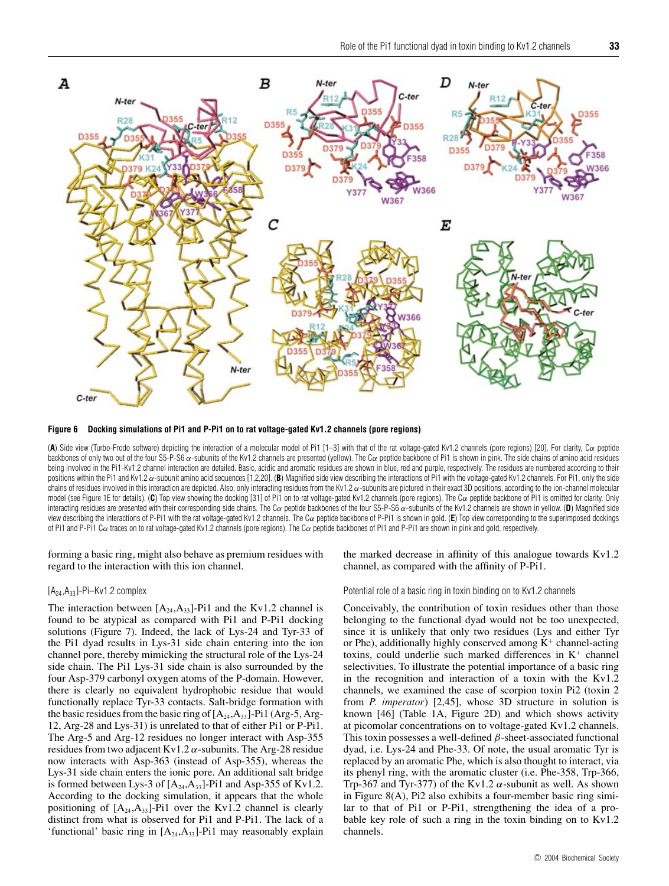**Figure 6 Docking simulations of Pi1 and P-Pi1 on to rat voltage-gated Kv1.2 channels (pore regions)**

(**A**) Side view (Turbo-Frodo software) depicting the interaction of a molecular model of Pi1 [1–3] with that of the rat voltage-gated Kv1.2 channels (pore regions) [20]. For clarity, Cα peptide backbones of only two out of the four S5-P-S6 α-subunits of the Kv1.2 channels are presented (yellow). The Cα peptide backbone of Pi1 is shown in pink. The side chains of amino acid residues being involved in the Pi1-Kv1.2 channel interaction are detailed. Basic, acidic and aromatic residues are shown in blue, red and purple, respectively. The residues are numbered according to their positions within the Pi1 and Kv1.2 α-subunit amino acid sequences [1,2,20]. (**B**) Magnified side view describing the interactions of Pi1 with the voltage-gated Kv1.2 channels. For Pi1, only the side chains of residues involved in this interaction are depicted. Also, only interacting residues from the Kv1.2 α-subunits are pictured in their exact 3D positions, according to the ion-channel molecular model (see Figure 1E for details). (**C**) Top view showing the docking [31] of Pi1 on to rat voltage-gated Kv1.2 channels (pore regions). The Cα peptide backbone of Pi1 is omitted for clarity. Only interacting residues are presented with their corresponding side chains. The Cα peptide backbones of the four S5-P-S6 α-subunits of the Kv1.2 channels are shown in yellow. (**D**) Magnified side view describing the interactions of P-Pi1 with the rat voltage-gated Kv1.2 channels. The Cα peptide backbone of P-Pi1 is shown in gold. (**E**) Top view corresponding to the superimposed dockings of Pi1 and P-Pi1 Cα traces on to rat voltage-gated Kv1.2 channels (pore regions). The Cα peptide backbones of Pi1 and P-Pi1 are shown in pink and gold, respectively.

forming a basic ring, might also behave as premium residues with regard to the interaction with this ion channel.

### [$A_{24}$,$A_{33}$]-Pi–Kv1.2 complex

The interaction between [$A_{24}$,$A_{33}$]-Pi1 and the Kv1.2 channel is found to be atypical as compared with Pi1 and P-Pi1 docking solutions (Figure 7). Indeed, the lack of Lys-24 and Tyr-33 of the Pi1 dyad results in Lys-31 side chain entering into the ion channel pore, thereby mimicking the structural role of the Lys-24 side chain. The Pi1 Lys-31 side chain is also surrounded by the four Asp-379 carbonyl oxygen atoms of the P-domain. However, there is clearly no equivalent hydrophobic residue that would functionally replace Tyr-33 contacts. Salt-bridge formation with the basic residues from the basic ring of [$A_{24}$,$A_{33}$]-Pi1 (Arg-5, Arg-12, Arg-28 and Lys-31) is unrelated to that of either Pi1 or P-Pi1. The Arg-5 and Arg-12 residues no longer interact with Asp-355 residues from two adjacent Kv1.2 α-subunits. The Arg-28 residue now interacts with Asp-363 (instead of Asp-355), whereas the Lys-31 side chain enters the ionic pore. An additional salt bridge is formed between Lys-3 of [$A_{24}$,$A_{33}$]-Pi1 and Asp-355 of Kv1.2. According to the docking simulation, it appears that the whole positioning of [$A_{24}$,$A_{33}$]-Pi1 over the Kv1.2 channel is clearly distinct from what is observed for Pi1 and P-Pi1. The lack of a 'functional' basic ring in [$A_{24}$,$A_{33}$]-Pi1 may reasonably explain the marked decrease in affinity of this analogue towards Kv1.2 channel, as compared with the affinity of P-Pi1.

### Potential role of a basic ring in toxin binding on to Kv1.2 channels

Conceivably, the contribution of toxin residues other than those belonging to the functional dyad would not be too unexpected, since it is unlikely that only two residues (Lys and either Tyr or Phe), additionally highly conserved among $K^+$ channel-acting toxins, could underlie such marked differences in $K^+$ channel selectivities. To illustrate the potential importance of a basic ring in the recognition and interaction of a toxin with the Kv1.2 channels, we examined the case of scorpion toxin Pi2 (toxin 2 from *P. imperator*) [2,45], whose 3D structure in solution is known [46] (Table 1A, Figure 2D) and which shows activity at picomolar concentrations on to voltage-gated Kv1.2 channels. This toxin possesses a well-defined β-sheet-associated functional dyad, i.e. Lys-24 and Phe-33. Of note, the usual aromatic Tyr is replaced by an aromatic Phe, which is also thought to interact, via its phenyl ring, with the aromatic cluster (i.e. Phe-358, Trp-366, Trp-367 and Tyr-377) of the Kv1.2 α-subunit as well. As shown in Figure 8(A), Pi2 also exhibits a four-member basic ring similar to that of Pi1 or P-Pi1, strengthening the idea of a probable key role of such a ring in the toxin binding on to Kv1.2 channels.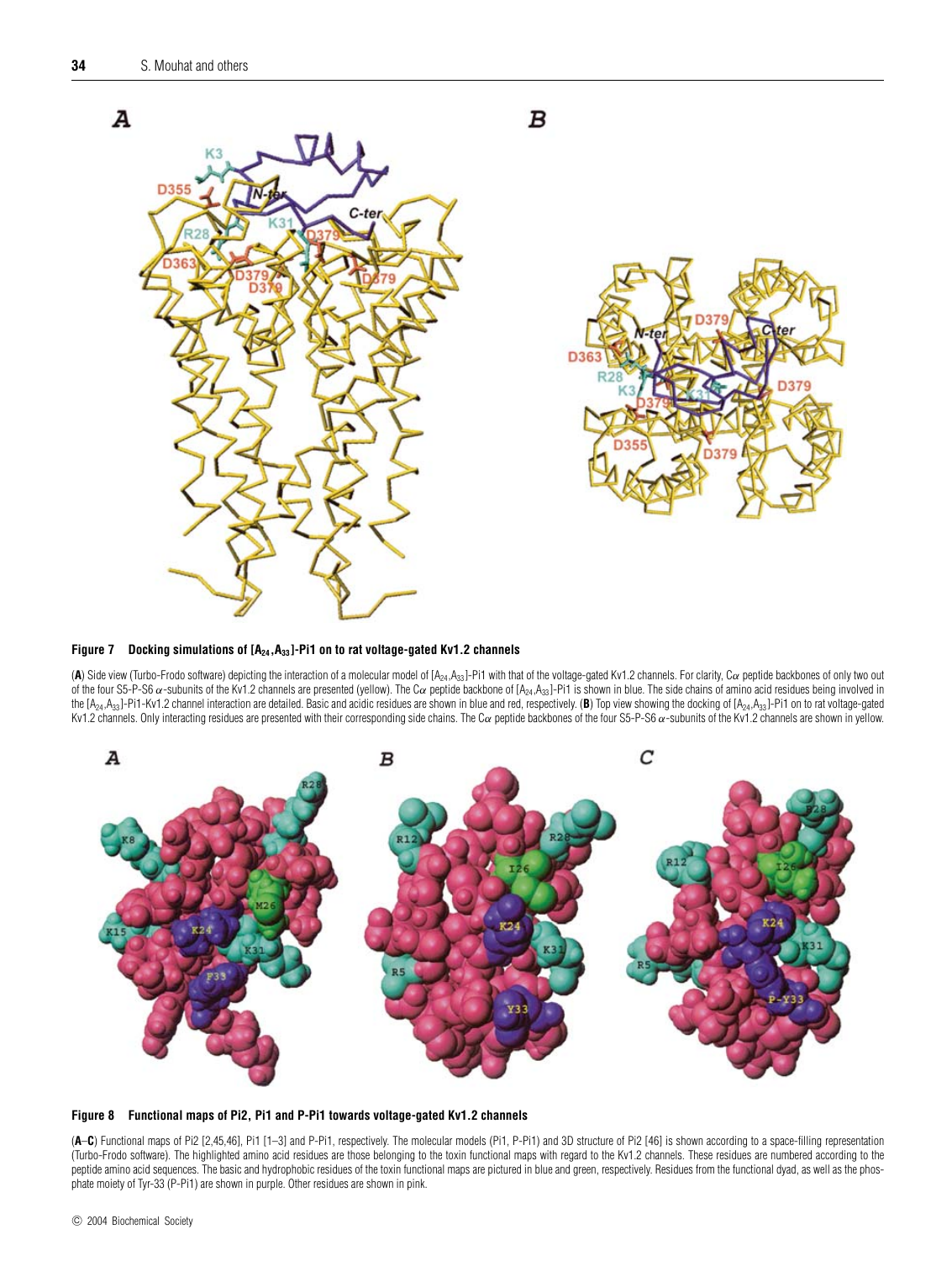**Figure 7 Docking simulations of $[A_{24},A_{33}]$-Pi1 on to rat voltage-gated Kv1.2 channels**

(**A**) Side view (Turbo-Frodo software) depicting the interaction of a molecular model of $[A_{24},A_{33}]$-Pi1 with that of the voltage-gated Kv1.2 channels. For clarity, Cα peptide backbones of only two out of the four S5-P-S6 α-subunits of the Kv1.2 channels are presented (yellow). The Cα peptide backbone of $[A_{24},A_{33}]$-Pi1 is shown in blue. The side chains of amino acid residues being involved in the $[A_{24},A_{33}]$-Pi1-Kv1.2 channel interaction are detailed. Basic and acidic residues are shown in blue and red, respectively. (**B**) Top view showing the docking of $[A_{24},A_{33}]$-Pi1 on to rat voltage-gated Kv1.2 channels. Only interacting residues are presented with their corresponding side chains. The Cα peptide backbones of the four S5-P-S6 α-subunits of the Kv1.2 channels are shown in yellow.

**Figure 8 Functional maps of Pi2, Pi1 and P-Pi1 towards voltage-gated Kv1.2 channels**

(**A**–**C**) Functional maps of Pi2 [2,45,46], Pi1 [1–3] and P-Pi1, respectively. The molecular models (Pi1, P-Pi1) and 3D structure of Pi2 [46] is shown according to a space-filling representation (Turbo-Frodo software). The highlighted amino acid residues are those belonging to the toxin functional maps with regard to the Kv1.2 channels. These residues are numbered according to the peptide amino acid sequences. The basic and hydrophobic residues of the toxin functional maps are pictured in blue and green, respectively. Residues from the functional dyad, as well as the phosphate moiety of Tyr-33 (P-Pi1) are shown in purple. Other residues are shown in pink.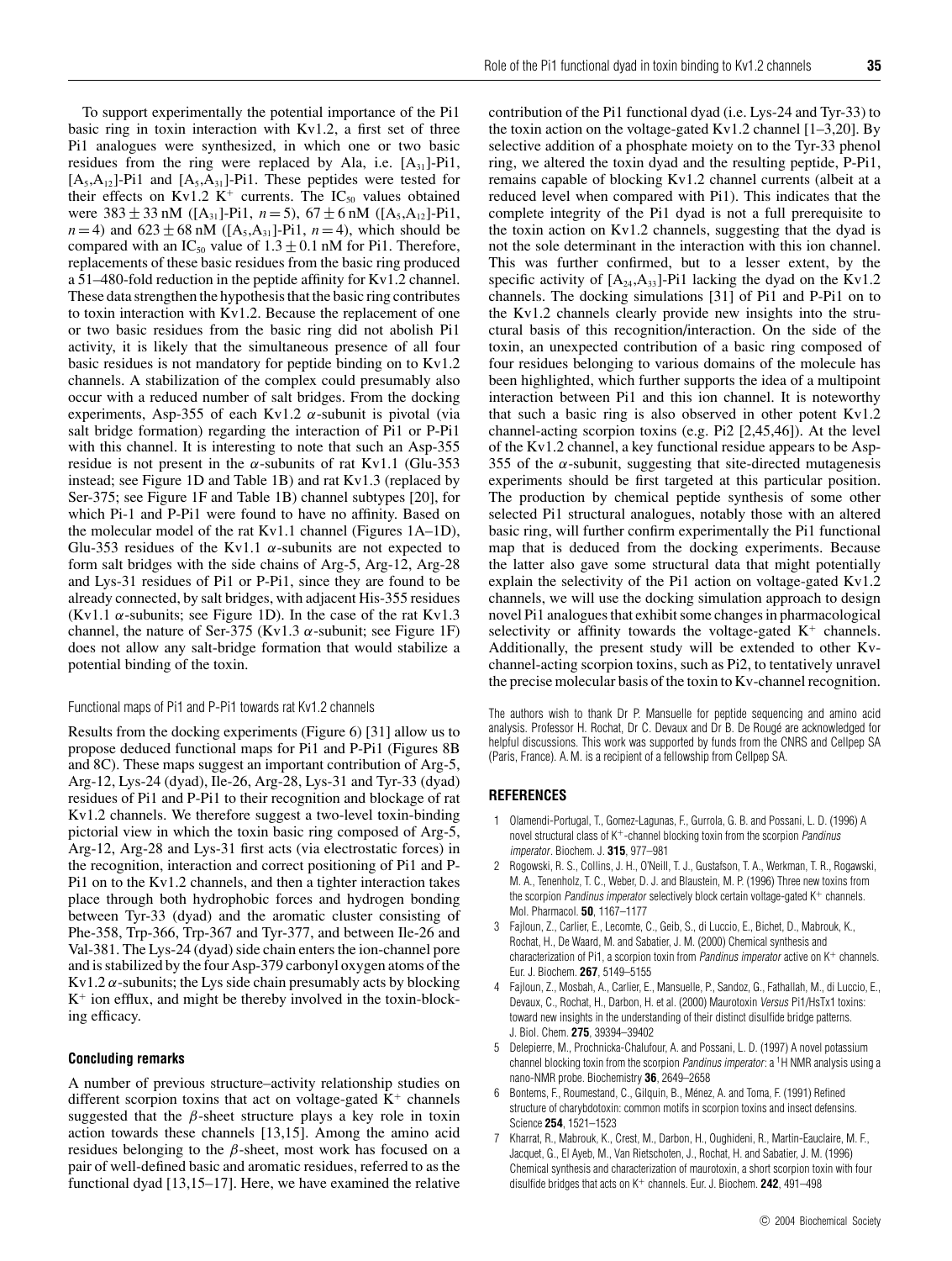To support experimentally the potential importance of the Pi1 basic ring in toxin interaction with Kv1.2, a first set of three Pi1 analogues were synthesized, in which one or two basic residues from the ring were replaced by Ala, i.e. $[A_{31}]$-Pi1, $[A_5,A_{12}]$-Pi1 and $[A_5,A_{31}]$-Pi1. These peptides were tested for their effects on Kv1.2 $K^+$ currents. The $IC_{50}$ values obtained were $383 \pm 33$ nM ($[A_{31}]$-Pi1, $n = 5$), $67 \pm 6$ nM ($[A_5,A_{12}]$-Pi1, $n = 4$) and $623 \pm 68$ nM ($[A_5,A_{31}]$-Pi1, $n = 4$), which should be compared with an $IC_{50}$ value of $1.3 \pm 0.1$ nM for Pi1. Therefore, replacements of these basic residues from the basic ring produced a 51–480-fold reduction in the peptide affinity for Kv1.2 channel. These data strengthen the hypothesis that the basic ring contributes to toxin interaction with Kv1.2. Because the replacement of one or two basic residues from the basic ring did not abolish Pi1 activity, it is likely that the simultaneous presence of all four basic residues is not mandatory for peptide binding on to Kv1.2 channels. A stabilization of the complex could presumably also occur with a reduced number of salt bridges. From the docking experiments, Asp-355 of each Kv1.2 $\alpha$-subunit is pivotal (via salt bridge formation) regarding the interaction of Pi1 or P-Pi1 with this channel. It is interesting to note that such an Asp-355 residue is not present in the $\alpha$-subunits of rat Kv1.1 (Glu-353 instead; see Figure 1D and Table 1B) and rat Kv1.3 (replaced by Ser-375; see Figure 1F and Table 1B) channel subtypes [20], for which Pi-1 and P-Pi1 were found to have no affinity. Based on the molecular model of the rat Kv1.1 channel (Figures 1A–1D), Glu-353 residues of the Kv1.1 $\alpha$-subunits are not expected to form salt bridges with the side chains of Arg-5, Arg-12, Arg-28 and Lys-31 residues of Pi1 or P-Pi1, since they are found to be already connected, by salt bridges, with adjacent His-355 residues (Kv1.1 $\alpha$-subunits; see Figure 1D). In the case of the rat Kv1.3 channel, the nature of Ser-375 (Kv1.3 $\alpha$-subunit; see Figure 1F) does not allow any salt-bridge formation that would stabilize a potential binding of the toxin.

### Functional maps of Pi1 and P-Pi1 towards rat Kv1.2 channels

Results from the docking experiments (Figure 6) [31] allow us to propose deduced functional maps for Pi1 and P-Pi1 (Figures 8B and 8C). These maps suggest an important contribution of Arg-5, Arg-12, Lys-24 (dyad), Ile-26, Arg-28, Lys-31 and Tyr-33 (dyad) residues of Pi1 and P-Pi1 to their recognition and blockage of rat Kv1.2 channels. We therefore suggest a two-level toxin-binding pictorial view in which the toxin basic ring composed of Arg-5, Arg-12, Arg-28 and Lys-31 first acts (via electrostatic forces) in the recognition, interaction and correct positioning of Pi1 and P-Pi1 on to the Kv1.2 channels, and then a tighter interaction takes place through both hydrophobic forces and hydrogen bonding between Tyr-33 (dyad) and the aromatic cluster consisting of Phe-358, Trp-366, Trp-367 and Tyr-377, and between Ile-26 and Val-381. The Lys-24 (dyad) side chain enters the ion-channel pore and is stabilized by the four Asp-379 carbonyl oxygen atoms of the Kv1.2 $\alpha$-subunits; the Lys side chain presumably acts by blocking $K^+$ ion efflux, and might be thereby involved in the toxin-blocking efficacy.

### Concluding remarks

A number of previous structure–activity relationship studies on different scorpion toxins that act on voltage-gated $K^+$ channels suggested that the $\beta$-sheet structure plays a key role in toxin action towards these channels [13,15]. Among the amino acid residues belonging to the $\beta$-sheet, most work has focused on a pair of well-defined basic and aromatic residues, referred to as the functional dyad [13,15–17]. Here, we have examined the relative contribution of the Pi1 functional dyad (i.e. Lys-24 and Tyr-33) to the toxin action on the voltage-gated Kv1.2 channel [1–3,20]. By selective addition of a phosphate moiety on to the Tyr-33 phenol ring, we altered the toxin dyad and the resulting peptide, P-Pi1, remains capable of blocking Kv1.2 channel currents (albeit at a reduced level when compared with Pi1). This indicates that the complete integrity of the Pi1 dyad is not a full prerequisite to the toxin action on Kv1.2 channels, suggesting that the dyad is not the sole determinant in the interaction with this ion channel. This was further confirmed, but to a lesser extent, by the specific activity of $[A_{24},A_{33}]$-Pi1 lacking the dyad on the Kv1.2 channels. The docking simulations [31] of Pi1 and P-Pi1 on to the Kv1.2 channels clearly provide new insights into the structural basis of this recognition/interaction. On the side of the toxin, an unexpected contribution of a basic ring composed of four residues belonging to various domains of the molecule has been highlighted, which further supports the idea of a multipoint interaction between Pi1 and this ion channel. It is noteworthy that such a basic ring is also observed in other potent Kv1.2 channel-acting scorpion toxins (e.g. Pi2 [2,45,46]). At the level of the Kv1.2 channel, a key functional residue appears to be Asp-355 of the $\alpha$-subunit, suggesting that site-directed mutagenesis experiments should be first targeted at this particular position. The production by chemical peptide synthesis of some other selected Pi1 structural analogues, notably those with an altered basic ring, will further confirm experimentally the Pi1 functional map that is deduced from the docking experiments. Because the latter also gave some structural data that might potentially explain the selectivity of the Pi1 action on voltage-gated Kv1.2 channels, we will use the docking simulation approach to design novel Pi1 analogues that exhibit some changes in pharmacological selectivity or affinity towards the voltage-gated $K^+$ channels. Additionally, the present study will be extended to other Kv-channel-acting scorpion toxins, such as Pi2, to tentatively unravel the precise molecular basis of the toxin to Kv-channel recognition.

The authors wish to thank Dr P. Mansuelle for peptide sequencing and amino acid analysis. Professor H. Rochat, Dr C. Devaux and Dr B. De Rougé are acknowledged for helpful discussions. This work was supported by funds from the CNRS and Cellpep SA (Paris, France). A. M. is a recipient of a fellowship from Cellpep SA.

## REFERENCES

1. Olamendi-Portugal, T., Gomez-Lagunas, F., Gurrola, G. B. and Possani, L. D. (1996) A novel structural class of $K^+$-channel blocking toxin from the scorpion *Pandinus imperator*. Biochem. J. **315**, 977–981
2. Rogowski, R. S., Collins, J. H., O'Neill, T. J., Gustafson, T. A., Werkman, T. R., Rogawski, M. A., Tenenholz, T. C., Weber, D. J. and Blaustein, M. P. (1996) Three new toxins from the scorpion *Pandinus imperator* selectively block certain voltage-gated $K^+$ channels. Mol. Pharmacol. **50**, 1167–1177
3. Fajloun, Z., Carlier, E., Lecomte, C., Geib, S., di Luccio, E., Bichet, D., Mabrouk, K., Rochat, H., De Waard, M. and Sabatier, J. M. (2000) Chemical synthesis and characterization of Pi1, a scorpion toxin from *Pandinus imperator* active on $K^+$ channels. Eur. J. Biochem. **267**, 5149–5155
4. Fajloun, Z., Mosbah, A., Carlier, E., Mansuelle, P., Sandoz, G., Fathallah, M., di Luccio, E., Devaux, C., Rochat, H., Darbon, H. et al. (2000) Maurotoxin *Versus* Pi1/HsTx1 toxins: toward new insights in the understanding of their distinct disulfide bridge patterns. J. Biol. Chem. **275**, 39394–39402
5. Delepierre, M., Prochnicka-Chalufour, A. and Possani, L. D. (1997) A novel potassium channel blocking toxin from the scorpion *Pandinus imperator*: a $^1$H NMR analysis using a nano-NMR probe. Biochemistry **36**, 2649–2658
6. Bontems, F., Roumestand, C., Gilquin, B., Ménez, A. and Toma, F. (1991) Refined structure of charybdotoxin: common motifs in scorpion toxins and insect defensins. Science **254**, 1521–1523
7. Kharrat, R., Mabrouk, K., Crest, M., Darbon, H., Oughideni, R., Martin-Eauclaire, M. F., Jacquet, G., El Ayeb, M., Van Rietschoten, J., Rochat, H. and Sabatier, J. M. (1996) Chemical synthesis and characterization of maurotoxin, a short scorpion toxin with four disulfide bridges that acts on $K^+$ channels. Eur. J. Biochem. **242**, 491–498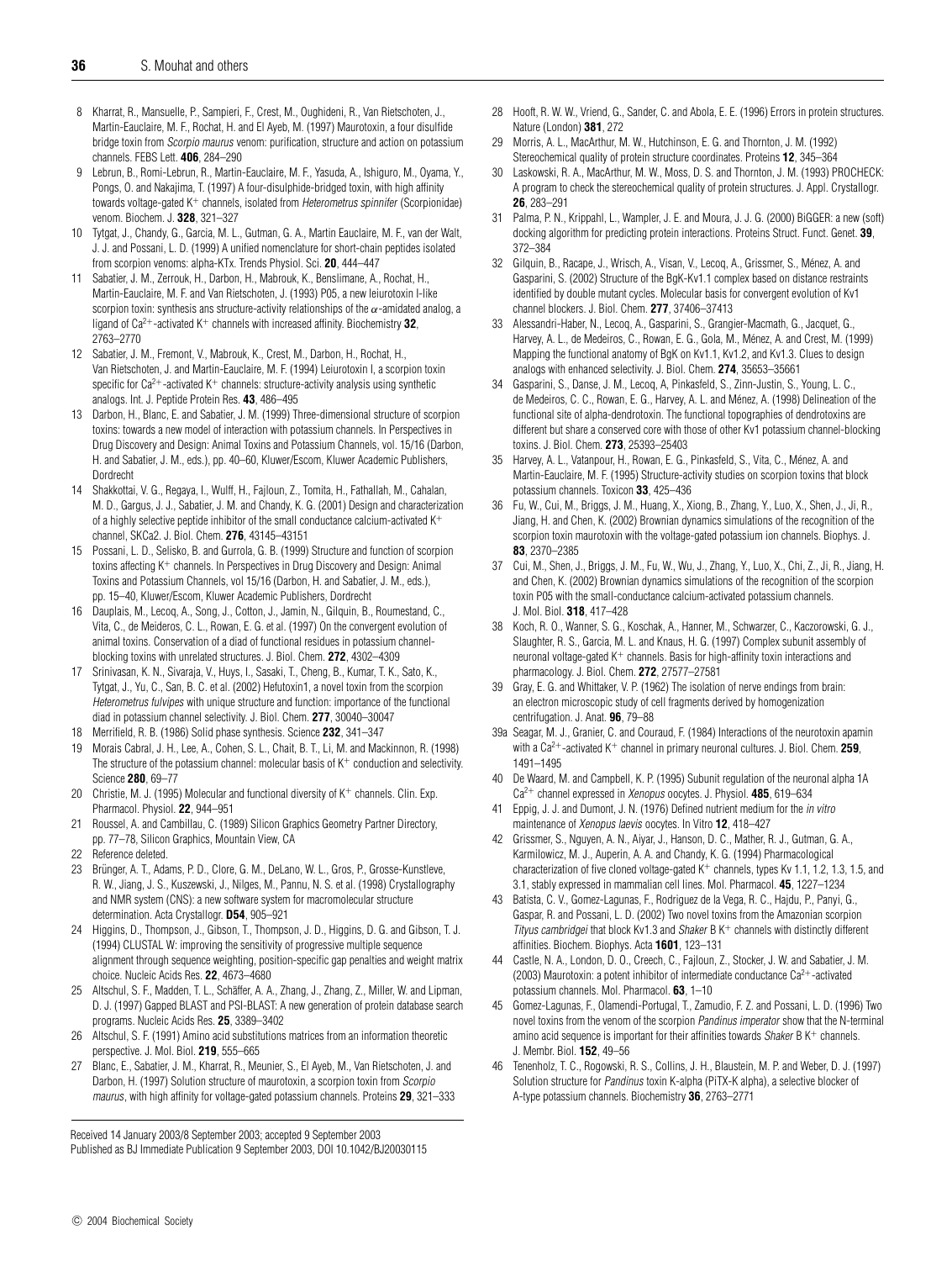8 Kharrat, R., Mansuelle, P., Sampieri, F., Crest, M., Oughideni, R., Van Rietschoten, J., Martin-Eauclaire, M. F., Rochat, H. and El Ayeb, M. (1997) Maurotoxin, a four disulfide bridge toxin from *Scorpio maurus* venom: purification, structure and action on potassium channels. FEBS Lett. **406**, 284–290

9 Lebrun, B., Romi-Lebrun, R., Martin-Eauclaire, M. F., Yasuda, A., Ishiguro, M., Oyama, Y., Pongs, O. and Nakajima, T. (1997) A four-disulphide-bridged toxin, with high affinity towards voltage-gated $K^+$ channels, isolated from *Heterometrus spinnifer* (Scorpionidae) venom. Biochem. J. **328**, 321–327

10 Tytgat, J., Chandy, G., Garcia, M. L., Gutman, G. A., Martin Eauclaire, M. F., van der Walt, J. J. and Possani, L. D. (1999) A unified nomenclature for short-chain peptides isolated from scorpion venoms: alpha-KTx. Trends Physiol. Sci. **20**, 444–447

11 Sabatier, J. M., Zerrouk, H., Darbon, H., Mabrouk, K., Benslimane, A., Rochat, H., Martin-Eauclaire, M. F. and Van Rietschoten, J. (1993) P05, a new leiurotoxin I-like scorpion toxin: synthesis ans structure-activity relationships of the $\alpha$-amidated analog, a ligand of $Ca^{2+}$-activated $K^+$ channels with increased affinity. Biochemistry **32**, 2763–2770

12 Sabatier, J. M., Fremont, V., Mabrouk, K., Crest, M., Darbon, H., Rochat, H., Van Rietschoten, J. and Martin-Eauclaire, M. F. (1994) Leiurotoxin I, a scorpion toxin specific for $Ca^{2+}$-activated $K^+$ channels: structure-activity analysis using synthetic analogs. Int. J. Peptide Protein Res. **43**, 486–495

13 Darbon, H., Blanc, E. and Sabatier, J. M. (1999) Three-dimensional structure of scorpion toxins: towards a new model of interaction with potassium channels. In Perspectives in Drug Discovery and Design: Animal Toxins and Potassium Channels, vol. 15/16 (Darbon, H. and Sabatier, J. M., eds.), pp. 40–60, Kluwer/Escom, Kluwer Academic Publishers, Dordrecht

14 Shakkottai, V. G., Regaya, I., Wulff, H., Fajloun, Z., Tomita, H., Fathallah, M., Cahalan, M. D., Gargus, J. J., Sabatier, J. M. and Chandy, K. G. (2001) Design and characterization of a highly selective peptide inhibitor of the small conductance calcium-activated $K^+$ channel, SKCa2. J. Biol. Chem. **276**, 43145–43151

15 Possani, L. D., Selisko, B. and Gurrola, G. B. (1999) Structure and function of scorpion toxins affecting $K^+$ channels. In Perspectives in Drug Discovery and Design: Animal Toxins and Potassium Channels, vol 15/16 (Darbon, H. and Sabatier, J. M., eds.), pp. 15–40, Kluwer/Escom, Kluwer Academic Publishers, Dordrecht

16 Dauplais, M., Lecoq, A., Song, J., Cotton, J., Jamin, N., Gilquin, B., Roumestand, C., Vita, C., de Meideros, C. L., Rowan, E. G. et al. (1997) On the convergent evolution of animal toxins. Conservation of a diad of functional residues in potassium channel-blocking toxins with unrelated structures. J. Biol. Chem. **272**, 4302–4309

17 Srinivasan, K. N., Sivaraja, V., Huys, I., Sasaki, T., Cheng, B., Kumar, T. K., Sato, K., Tytgat, J., Yu, C., San, B. C. et al. (2002) Hefutoxin1, a novel toxin from the scorpion *Heterometrus fulvipes* with unique structure and function: importance of the functional diad in potassium channel selectivity. J. Biol. Chem. **277**, 30040–30047

18 Merrifield, R. B. (1986) Solid phase synthesis. Science **232**, 341–347

19 Morais Cabral, J. H., Lee, A., Cohen, S. L., Chait, B. T., Li, M. and Mackinnon, R. (1998) The structure of the potassium channel: molecular basis of $K^+$ conduction and selectivity. Science **280**, 69–77

20 Christie, M. J. (1995) Molecular and functional diversity of $K^+$ channels. Clin. Exp. Pharmacol. Physiol. **22**, 944–951

21 Roussel, A. and Cambillau, C. (1989) Silicon Graphics Geometry Partner Directory, pp. 77–78, Silicon Graphics, Mountain View, CA

22 Reference deleted.

23 Brünger, A. T., Adams, P. D., Clore, G. M., DeLano, W. L., Gros, P., Grosse-Kunstleve, R. W., Jiang, J. S., Kuszewski, J., Nilges, M., Pannu, N. S. et al. (1998) Crystallography and NMR system (CNS): a new software system for macromolecular structure determination. Acta Crystallogr. **D54**, 905–921

24 Higgins, D., Thompson, J., Gibson, T., Thompson, J. D., Higgins, D. G. and Gibson, T. J. (1994) CLUSTAL W: improving the sensitivity of progressive multiple sequence alignment through sequence weighting, position-specific gap penalties and weight matrix choice. Nucleic Acids Res. **22**, 4673–4680

25 Altschul, S. F., Madden, T. L., Schäffer, A. A., Zhang, J., Zhang, Z., Miller, W. and Lipman, D. J. (1997) Gapped BLAST and PSI-BLAST: A new generation of protein database search programs. Nucleic Acids Res. **25**, 3389–3402

26 Altschul, S. F. (1991) Amino acid substitutions matrices from an information theoretic perspective. J. Mol. Biol. **219**, 555–665

27 Blanc, E., Sabatier, J. M., Kharrat, R., Meunier, S., El Ayeb, M., Van Rietschoten, J. and Darbon, H. (1997) Solution structure of maurotoxin, a scorpion toxin from *Scorpio maurus*, with high affinity for voltage-gated potassium channels. Proteins **29**, 321–333

28 Hooft, R. W. W., Vriend, G., Sander, C. and Abola, E. E. (1996) Errors in protein structures. Nature (London) **381**, 272

29 Morris, A. L., MacArthur, M. W., Hutchinson, E. G. and Thornton, J. M. (1992) Stereochemical quality of protein structure coordinates. Proteins **12**, 345–364

30 Laskowski, R. A., MacArthur, M. W., Moss, D. S. and Thornton, J. M. (1993) PROCHECK: A program to check the stereochemical quality of protein structures. J. Appl. Crystallogr. **26**, 283–291

31 Palma, P. N., Krippahl, L., Wampler, J. E. and Moura, J. J. G. (2000) BiGGER: a new (soft) docking algorithm for predicting protein interactions. Proteins Struct. Funct. Genet. **39**, 372–384

32 Gilquin, B., Racape, J., Wrisch, A., Visan, V., Lecoq, A., Grissmer, S., Ménez, A. and Gasparini, S. (2002) Structure of the BgK-Kv1.1 complex based on distance restraints identified by double mutant cycles. Molecular basis for convergent evolution of Kv1 channel blockers. J. Biol. Chem. **277**, 37406–37413

33 Alessandri-Haber, N., Lecoq, A., Gasparini, S., Grangier-Macmath, G., Jacquet, G., Harvey, A. L., de Medeiros, C., Rowan, E. G., Gola, M., Ménez, A. and Crest, M. (1999) Mapping the functional anatomy of BgK on Kv1.1, Kv1.2, and Kv1.3. Clues to design analogs with enhanced selectivity. J. Biol. Chem. **274**, 35653–35661

34 Gasparini, S., Danse, J. M., Lecoq, A, Pinkasfeld, S., Zinn-Justin, S., Young, L. C., de Medeiros, C. C., Rowan, E. G., Harvey, A. L. and Ménez, A. (1998) Delineation of the functional site of alpha-dendrotoxin. The functional topographies of dendrotoxins are different but share a conserved core with those of other Kv1 potassium channel-blocking toxins. J. Biol. Chem. **273**, 25393–25403

35 Harvey, A. L., Vatanpour, H., Rowan, E. G., Pinkasfeld, S., Vita, C., Ménez, A. and Martin-Eauclaire, M. F. (1995) Structure-activity studies on scorpion toxins that block potassium channels. Toxicon **33**, 425–436

36 Fu, W., Cui, M., Briggs, J. M., Huang, X., Xiong, B., Zhang, Y., Luo, X., Shen, J., Ji, R., Jiang, H. and Chen, K. (2002) Brownian dynamics simulations of the recognition of the scorpion toxin maurotoxin with the voltage-gated potassium ion channels. Biophys. J. **83**, 2370–2385

37 Cui, M., Shen, J., Briggs, J. M., Fu, W., Wu, J., Zhang, Y., Luo, X., Chi, Z., Ji, R., Jiang, H. and Chen, K. (2002) Brownian dynamics simulations of the recognition of the scorpion toxin P05 with the small-conductance calcium-activated potassium channels. J. Mol. Biol. **318**, 417–428

38 Koch, R. O., Wanner, S. G., Koschak, A., Hanner, M., Schwarzer, C., Kaczorowski, G. J., Slaughter, R. S., Garcia, M. L. and Knaus, H. G. (1997) Complex subunit assembly of neuronal voltage-gated $K^+$ channels. Basis for high-affinity toxin interactions and pharmacology. J. Biol. Chem. **272**, 27577–27581

39 Gray, E. G. and Whittaker, V. P. (1962) The isolation of nerve endings from brain: an electron microscopic study of cell fragments derived by homogenization centrifugation. J. Anat. **96**, 79–88

39a Seagar, M. J., Granier, C. and Couraud, F. (1984) Interactions of the neurotoxin apamin with a $Ca^{2+}$-activated $K^+$ channel in primary neuronal cultures. J. Biol. Chem. **259**, 1491–1495

40 De Waard, M. and Campbell, K. P. (1995) Subunit regulation of the neuronal alpha 1A $Ca^{2+}$ channel expressed in *Xenopus* oocytes. J. Physiol. **485**, 619–634

41 Eppig, J. J. and Dumont, J. N. (1976) Defined nutrient medium for the *in vitro* maintenance of *Xenopus laevis* oocytes. In Vitro **12**, 418–427

42 Grissmer, S., Nguyen, A. N., Aiyar, J., Hanson, D. C., Mather, R. J., Gutman, G. A., Karmilowicz, M. J., Auperin, A. A. and Chandy, K. G. (1994) Pharmacological characterization of five cloned voltage-gated $K^+$ channels, types Kv 1.1, 1.2, 1.3, 1.5, and 3.1, stably expressed in mammalian cell lines. Mol. Pharmacol. **45**, 1227–1234

43 Batista, C. V., Gomez-Lagunas, F., Rodriguez de la Vega, R. C., Hajdu, P., Panyi, G., Gaspar, R. and Possani, L. D. (2002) Two novel toxins from the Amazonian scorpion *Tityus cambridgei* that block Kv1.3 and *Shaker* B $K^+$ channels with distinctly different affinities. Biochem. Biophys. Acta **1601**, 123–131

44 Castle, N. A., London, D. O., Creech, C., Fajloun, Z., Stocker, J. W. and Sabatier, J. M. (2003) Maurotoxin: a potent inhibitor of intermediate conductance $Ca^{2+}$-activated potassium channels. Mol. Pharmacol. **63**, 1–10

45 Gomez-Lagunas, F., Olamendi-Portugal, T., Zamudio, F. Z. and Possani, L. D. (1996) Two novel toxins from the venom of the scorpion *Pandinus imperator* show that the N-terminal amino acid sequence is important for their affinities towards *Shaker* B $K^+$ channels. J. Membr. Biol. **152**, 49–56

46 Tenenholz, T. C., Rogowski, R. S., Collins, J. H., Blaustein, M. P. and Weber, D. J. (1997) Solution structure for *Pandinus* toxin K-alpha (PiTX-K alpha), a selective blocker of A-type potassium channels. Biochemistry **36**, 2763–2771

Received 14 January 2003/8 September 2003; accepted 9 September 2003
Published as BJ Immediate Publication 9 September 2003, DOI 10.1042/BJ20030115